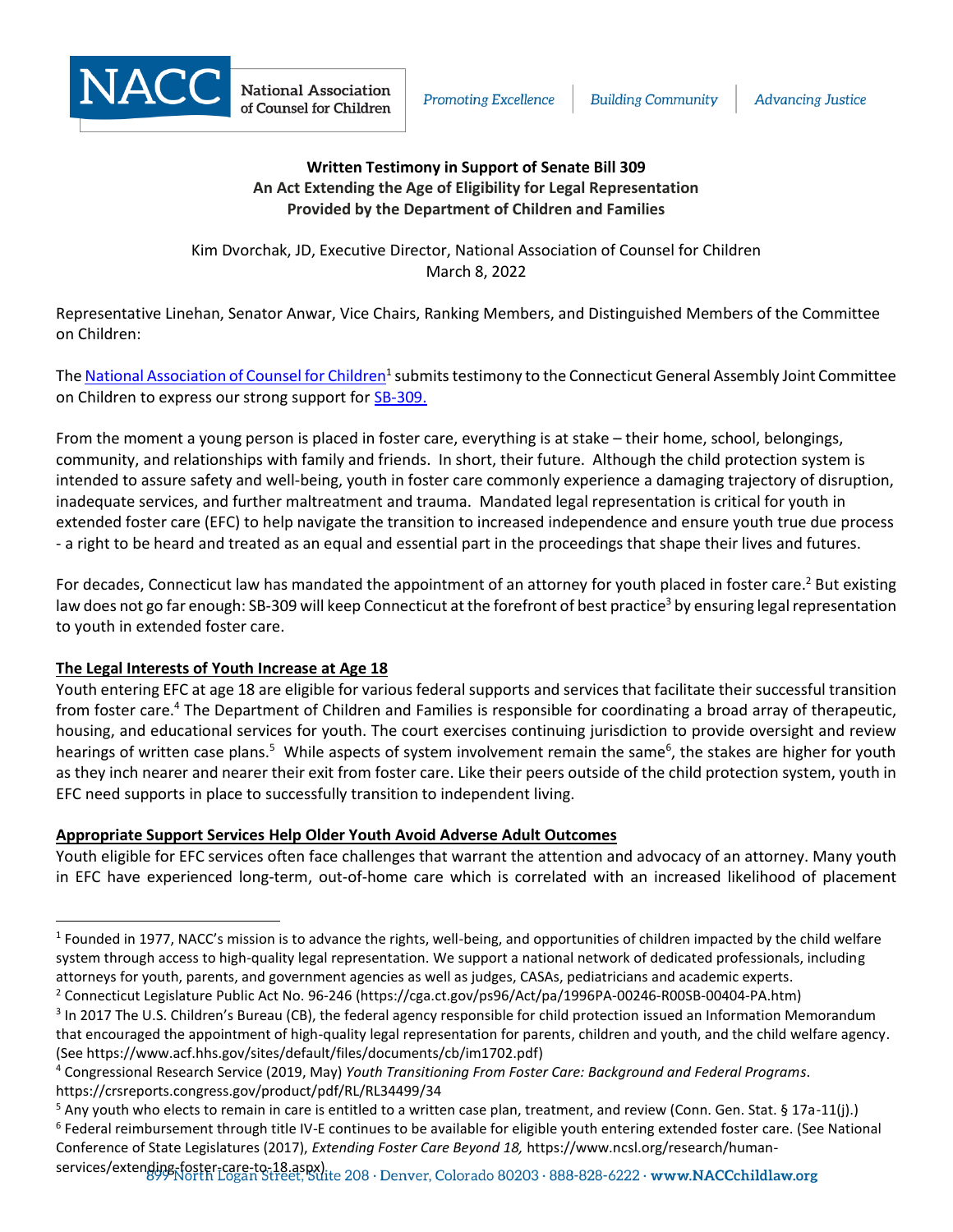NACC National Association of Counsel for Children

*Promoting Excellence* | *Building Community* | *Advancing Justice*

**Written Testimony in Support of Senate Bill 309**
**An Act Extending the Age of Eligibility for Legal Representation Provided by the Department of Children and Families**

Kim Dvorchak, JD, Executive Director, National Association of Counsel for Children
March 8, 2022

Representative Linehan, Senator Anwar, Vice Chairs, Ranking Members, and Distinguished Members of the Committee on Children:

The National Association of Counsel for Children[1] submits testimony to the Connecticut General Assembly Joint Committee on Children to express our strong support for SB-309.

From the moment a young person is placed in foster care, everything is at stake – their home, school, belongings, community, and relationships with family and friends. In short, their future. Although the child protection system is intended to assure safety and well-being, youth in foster care commonly experience a damaging trajectory of disruption, inadequate services, and further maltreatment and trauma. Mandated legal representation is critical for youth in extended foster care (EFC) to help navigate the transition to increased independence and ensure youth true due process - a right to be heard and treated as an equal and essential part in the proceedings that shape their lives and futures.

For decades, Connecticut law has mandated the appointment of an attorney for youth placed in foster care.[2] But existing law does not go far enough: SB-309 will keep Connecticut at the forefront of best practice[3] by ensuring legal representation to youth in extended foster care.

**The Legal Interests of Youth Increase at Age 18**

Youth entering EFC at age 18 are eligible for various federal supports and services that facilitate their successful transition from foster care.[4] The Department of Children and Families is responsible for coordinating a broad array of therapeutic, housing, and educational services for youth. The court exercises continuing jurisdiction to provide oversight and review hearings of written case plans.[5] While aspects of system involvement remain the same[6], the stakes are higher for youth as they inch nearer and nearer their exit from foster care. Like their peers outside of the child protection system, youth in EFC need supports in place to successfully transition to independent living.

**Appropriate Support Services Help Older Youth Avoid Adverse Adult Outcomes**

Youth eligible for EFC services often face challenges that warrant the attention and advocacy of an attorney. Many youth in EFC have experienced long-term, out-of-home care which is correlated with an increased likelihood of placement

---

[1] Founded in 1977, NACC's mission is to advance the rights, well-being, and opportunities of children impacted by the child welfare system through access to high-quality legal representation. We support a national network of dedicated professionals, including attorneys for youth, parents, and government agencies as well as judges, CASAs, pediatricians and academic experts.

[2] Connecticut Legislature Public Act No. 96-246 (https://cga.ct.gov/ps96/Act/pa/1996PA-00246-R00SB-00404-PA.htm)

[3] In 2017 The U.S. Children's Bureau (CB), the federal agency responsible for child protection issued an Information Memorandum that encouraged the appointment of high-quality legal representation for parents, children and youth, and the child welfare agency. (See https://www.acf.hhs.gov/sites/default/files/documents/cb/im1702.pdf)

[4] Congressional Research Service (2019, May) *Youth Transitioning From Foster Care: Background and Federal Programs*. https://crsreports.congress.gov/product/pdf/RL/RL34499/34

[5] Any youth who elects to remain in care is entitled to a written case plan, treatment, and review (Conn. Gen. Stat. § 17a-11(j).)

[6] Federal reimbursement through title IV-E continues to be available for eligible youth entering extended foster care. (See National Conference of State Legislatures (2017), *Extending Foster Care Beyond 18,* https://www.ncsl.org/research/human-services/extending-foster-care-to-18.aspx).

899 North Logan Street, Suite 208 · Denver, Colorado 80203 · 888-828-6222 · **www.NACCchildlaw.org**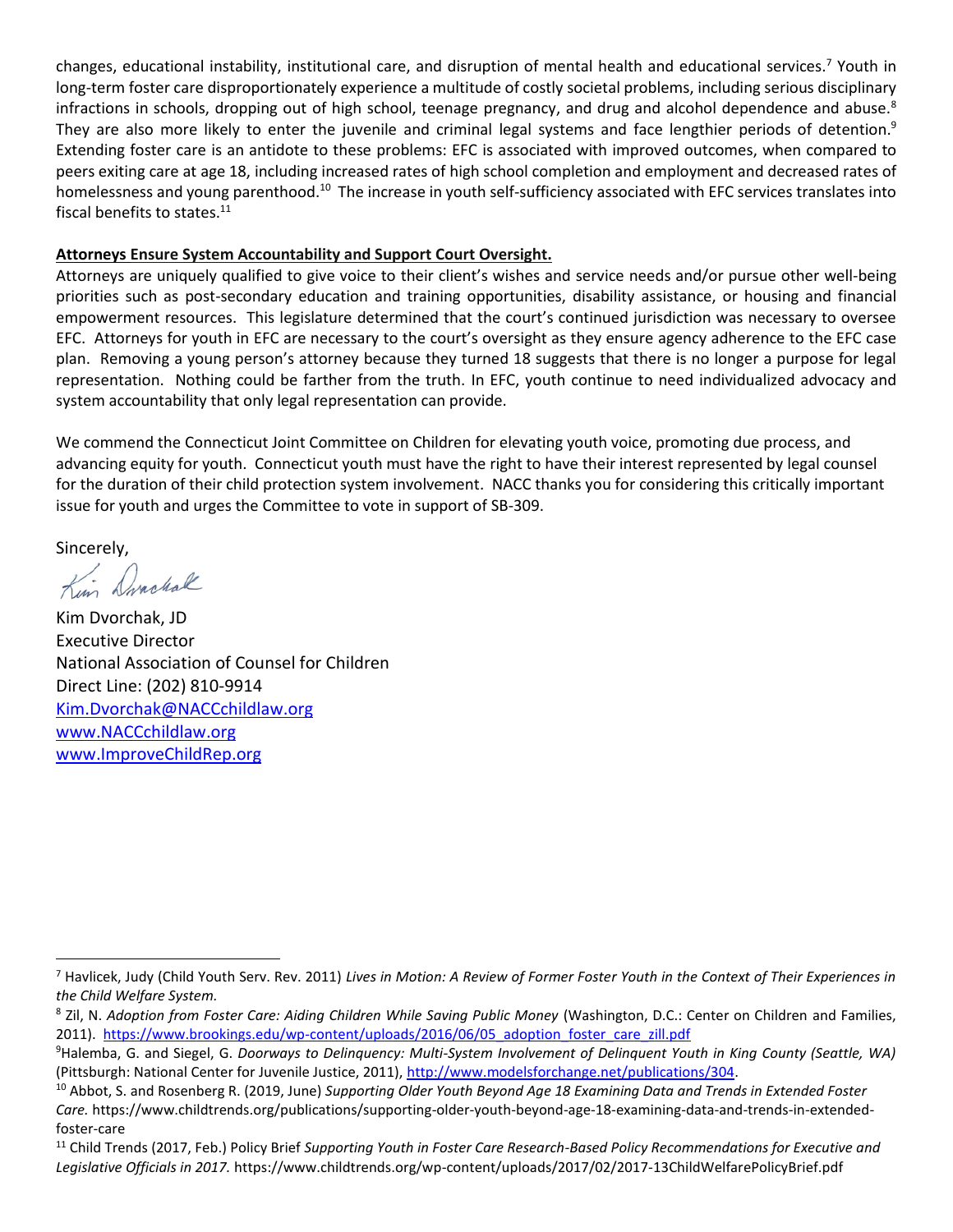changes, educational instability, institutional care, and disruption of mental health and educational services.[7] Youth in long-term foster care disproportionately experience a multitude of costly societal problems, including serious disciplinary infractions in schools, dropping out of high school, teenage pregnancy, and drug and alcohol dependence and abuse.[8] They are also more likely to enter the juvenile and criminal legal systems and face lengthier periods of detention.[9] Extending foster care is an antidote to these problems: EFC is associated with improved outcomes, when compared to peers exiting care at age 18, including increased rates of high school completion and employment and decreased rates of homelessness and young parenthood.[10] The increase in youth self-sufficiency associated with EFC services translates into fiscal benefits to states.[11]

**Attorneys Ensure System Accountability and Support Court Oversight.**

Attorneys are uniquely qualified to give voice to their client's wishes and service needs and/or pursue other well-being priorities such as post-secondary education and training opportunities, disability assistance, or housing and financial empowerment resources. This legislature determined that the court's continued jurisdiction was necessary to oversee EFC. Attorneys for youth in EFC are necessary to the court's oversight as they ensure agency adherence to the EFC case plan. Removing a young person's attorney because they turned 18 suggests that there is no longer a purpose for legal representation. Nothing could be farther from the truth. In EFC, youth continue to need individualized advocacy and system accountability that only legal representation can provide.

We commend the Connecticut Joint Committee on Children for elevating youth voice, promoting due process, and advancing equity for youth. Connecticut youth must have the right to have their interest represented by legal counsel for the duration of their child protection system involvement. NACC thanks you for considering this critically important issue for youth and urges the Committee to vote in support of SB-309.

Sincerely,

Kim Dvorchak, JD
Executive Director
National Association of Counsel for Children
Direct Line: (202) 810-9914
Kim.Dvorchak@NACCchildlaw.org
www.NACCchildlaw.org
www.ImproveChildRep.org

---

[7] Havlicek, Judy (Child Youth Serv. Rev. 2011) *Lives in Motion: A Review of Former Foster Youth in the Context of Their Experiences in the Child Welfare System.*

[8] Zil, N. *Adoption from Foster Care: Aiding Children While Saving Public Money* (Washington, D.C.: Center on Children and Families, 2011). https://www.brookings.edu/wp-content/uploads/2016/06/05_adoption_foster_care_zill.pdf

[9] Halemba, G. and Siegel, G. *Doorways to Delinquency: Multi-System Involvement of Delinquent Youth in King County (Seattle, WA)* (Pittsburgh: National Center for Juvenile Justice, 2011), http://www.modelsforchange.net/publications/304.

[10] Abbot, S. and Rosenberg R. (2019, June) *Supporting Older Youth Beyond Age 18 Examining Data and Trends in Extended Foster Care.* https://www.childtrends.org/publications/supporting-older-youth-beyond-age-18-examining-data-and-trends-in-extended-foster-care

[11] Child Trends (2017, Feb.) Policy Brief *Supporting Youth in Foster Care Research-Based Policy Recommendations for Executive and Legislative Officials in 2017.* https://www.childtrends.org/wp-content/uploads/2017/02/2017-13ChildWelfarePolicyBrief.pdf